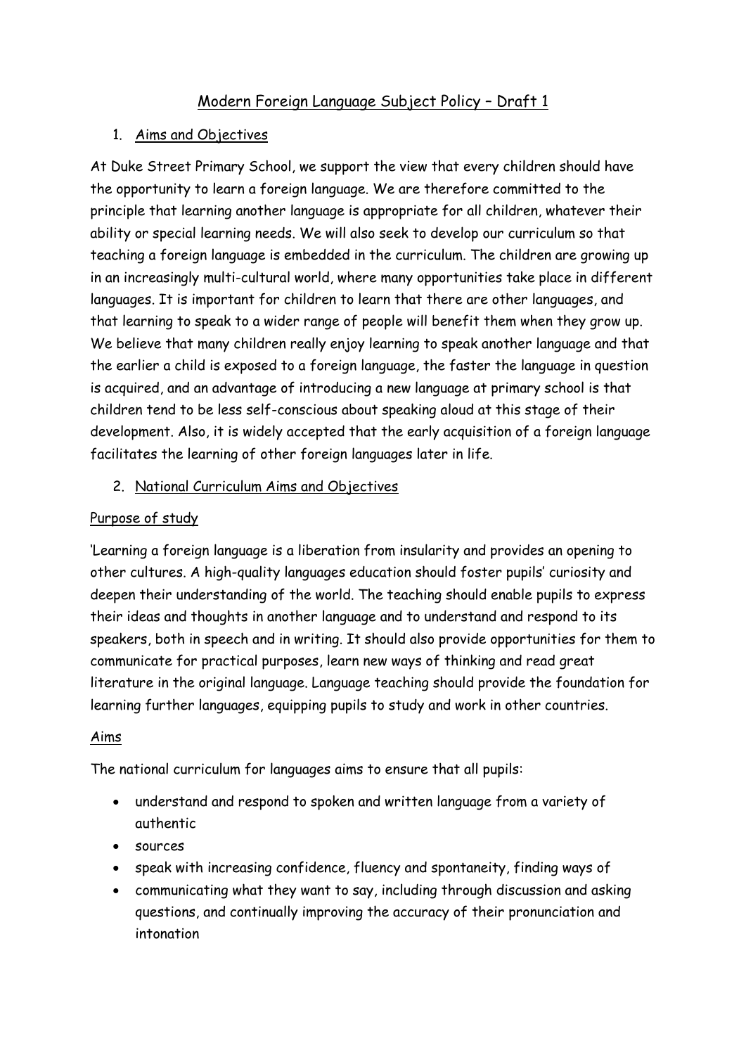# Modern Foreign Language Subject Policy – Draft 1

## 1. Aims and Objectives

At Duke Street Primary School, we support the view that every children should have the opportunity to learn a foreign language. We are therefore committed to the principle that learning another language is appropriate for all children, whatever their ability or special learning needs. We will also seek to develop our curriculum so that teaching a foreign language is embedded in the curriculum. The children are growing up in an increasingly multi-cultural world, where many opportunities take place in different languages. It is important for children to learn that there are other languages, and that learning to speak to a wider range of people will benefit them when they grow up. We believe that many children really enjoy learning to speak another language and that the earlier a child is exposed to a foreign language, the faster the language in question is acquired, and an advantage of introducing a new language at primary school is that children tend to be less self-conscious about speaking aloud at this stage of their development. Also, it is widely accepted that the early acquisition of a foreign language facilitates the learning of other foreign languages later in life.

## 2. National Curriculum Aims and Objectives

### Purpose of study

'Learning a foreign language is a liberation from insularity and provides an opening to other cultures. A high-quality languages education should foster pupils' curiosity and deepen their understanding of the world. The teaching should enable pupils to express their ideas and thoughts in another language and to understand and respond to its speakers, both in speech and in writing. It should also provide opportunities for them to communicate for practical purposes, learn new ways of thinking and read great literature in the original language. Language teaching should provide the foundation for learning further languages, equipping pupils to study and work in other countries.

### Aims

The national curriculum for languages aims to ensure that all pupils:

- understand and respond to spoken and written language from a variety of authentic
- sources
- speak with increasing confidence, fluency and spontaneity, finding ways of
- communicating what they want to say, including through discussion and asking questions, and continually improving the accuracy of their pronunciation and intonation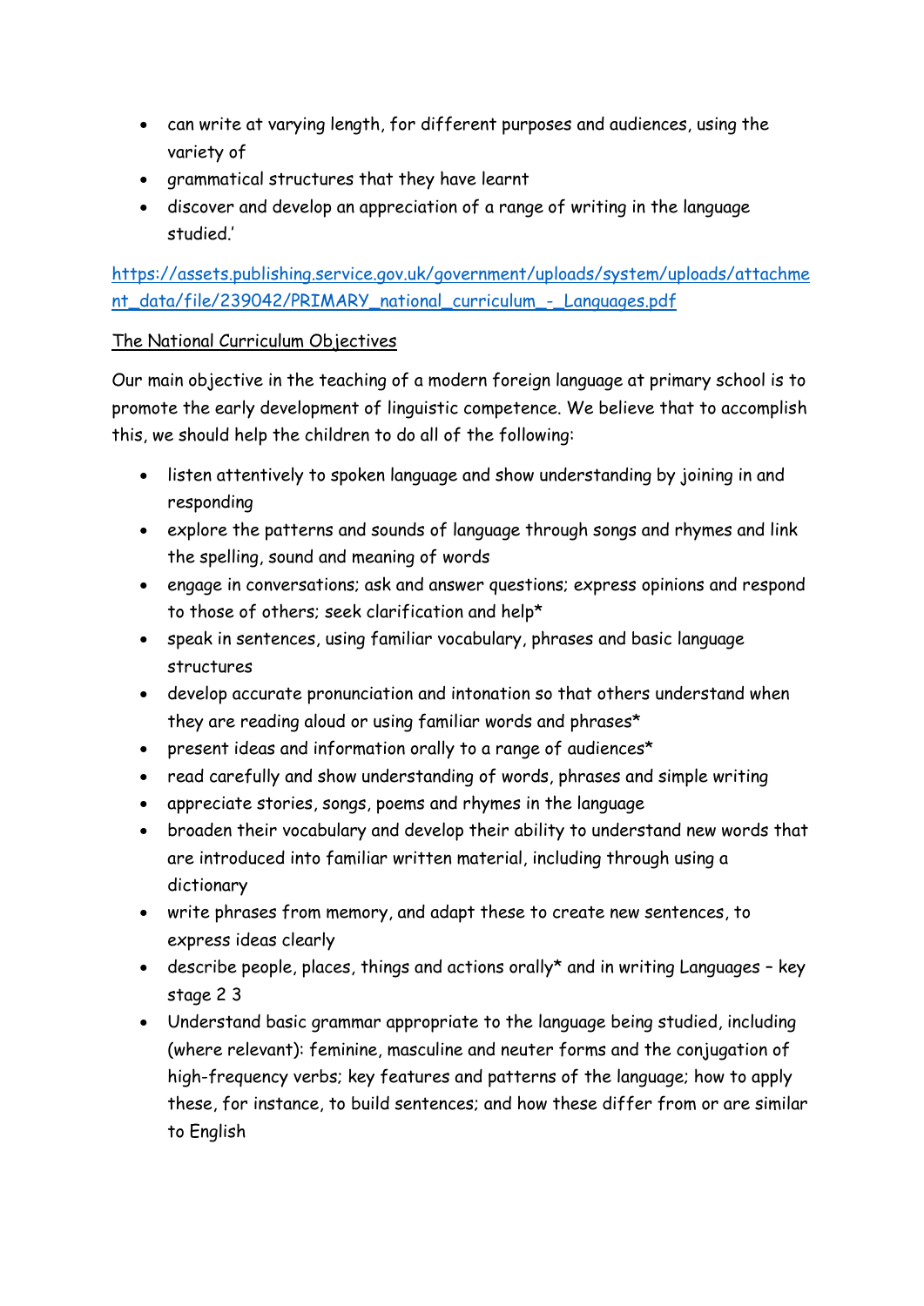- can write at varying length, for different purposes and audiences, using the variety of
- grammatical structures that they have learnt
- discover and develop an appreciation of a range of writing in the language studied.'

https://assets.publishing.service.gov.uk/government/uploads/system/uploads/attachment_data/file/239042/PRIMARY_national_curriculum_-_Languages.pdf

<u>The National Curriculum Objectives</u>

Our main objective in the teaching of a modern foreign language at primary school is to promote the early development of linguistic competence. We believe that to accomplish this, we should help the children to do all of the following:

- listen attentively to spoken language and show understanding by joining in and responding
- explore the patterns and sounds of language through songs and rhymes and link the spelling, sound and meaning of words
- engage in conversations; ask and answer questions; express opinions and respond to those of others; seek clarification and help*
- speak in sentences, using familiar vocabulary, phrases and basic language structures
- develop accurate pronunciation and intonation so that others understand when they are reading aloud or using familiar words and phrases*
- present ideas and information orally to a range of audiences*
- read carefully and show understanding of words, phrases and simple writing
- appreciate stories, songs, poems and rhymes in the language
- broaden their vocabulary and develop their ability to understand new words that are introduced into familiar written material, including through using a dictionary
- write phrases from memory, and adapt these to create new sentences, to express ideas clearly
- describe people, places, things and actions orally* and in writing Languages – key stage 2 3
- Understand basic grammar appropriate to the language being studied, including (where relevant): feminine, masculine and neuter forms and the conjugation of high-frequency verbs; key features and patterns of the language; how to apply these, for instance, to build sentences; and how these differ from or are similar to English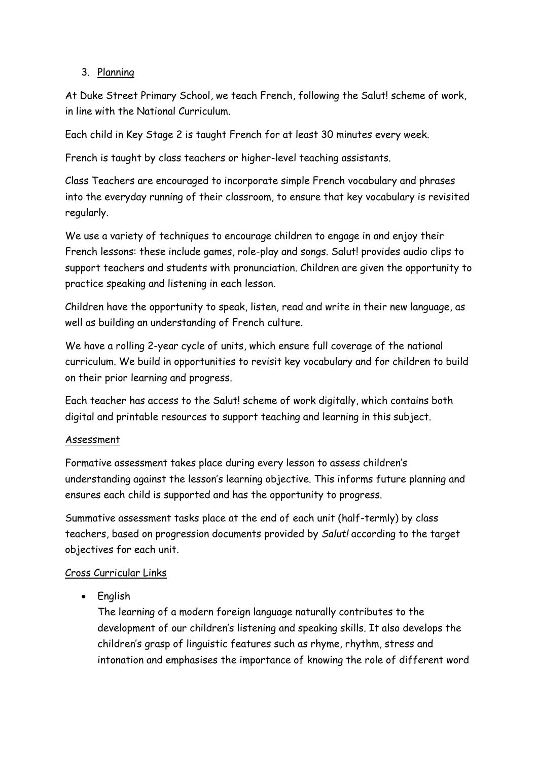3. Planning

At Duke Street Primary School, we teach French, following the Salut! scheme of work, in line with the National Curriculum.

Each child in Key Stage 2 is taught French for at least 30 minutes every week.

French is taught by class teachers or higher-level teaching assistants.

Class Teachers are encouraged to incorporate simple French vocabulary and phrases into the everyday running of their classroom, to ensure that key vocabulary is revisited regularly.

We use a variety of techniques to encourage children to engage in and enjoy their French lessons: these include games, role-play and songs. Salut! provides audio clips to support teachers and students with pronunciation. Children are given the opportunity to practice speaking and listening in each lesson.

Children have the opportunity to speak, listen, read and write in their new language, as well as building an understanding of French culture.

We have a rolling 2-year cycle of units, which ensure full coverage of the national curriculum. We build in opportunities to revisit key vocabulary and for children to build on their prior learning and progress.

Each teacher has access to the Salut! scheme of work digitally, which contains both digital and printable resources to support teaching and learning in this subject.

Assessment

Formative assessment takes place during every lesson to assess children's understanding against the lesson's learning objective. This informs future planning and ensures each child is supported and has the opportunity to progress.

Summative assessment tasks place at the end of each unit (half-termly) by class teachers, based on progression documents provided by *Salut!* according to the target objectives for each unit.

Cross Curricular Links

- English
  The learning of a modern foreign language naturally contributes to the development of our children's listening and speaking skills. It also develops the children's grasp of linguistic features such as rhyme, rhythm, stress and intonation and emphasises the importance of knowing the role of different word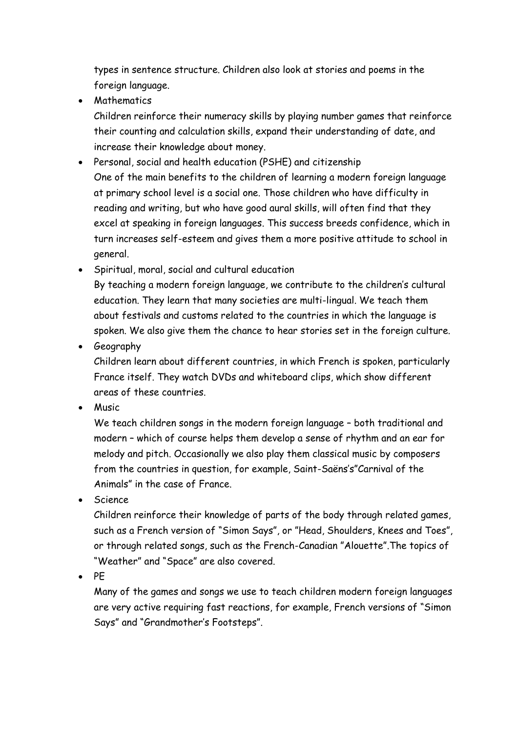types in sentence structure. Children also look at stories and poems in the foreign language.

- Mathematics
  Children reinforce their numeracy skills by playing number games that reinforce their counting and calculation skills, expand their understanding of date, and increase their knowledge about money.
- Personal, social and health education (PSHE) and citizenship
  One of the main benefits to the children of learning a modern foreign language at primary school level is a social one. Those children who have difficulty in reading and writing, but who have good aural skills, will often find that they excel at speaking in foreign languages. This success breeds confidence, which in turn increases self-esteem and gives them a more positive attitude to school in general.
- Spiritual, moral, social and cultural education
  By teaching a modern foreign language, we contribute to the children's cultural education. They learn that many societies are multi-lingual. We teach them about festivals and customs related to the countries in which the language is spoken. We also give them the chance to hear stories set in the foreign culture.
- Geography
  Children learn about different countries, in which French is spoken, particularly France itself. They watch DVDs and whiteboard clips, which show different areas of these countries.
- Music
  We teach children songs in the modern foreign language – both traditional and modern – which of course helps them develop a sense of rhythm and an ear for melody and pitch. Occasionally we also play them classical music by composers from the countries in question, for example, Saint-Saëns's"Carnival of the Animals" in the case of France.
- Science
  Children reinforce their knowledge of parts of the body through related games, such as a French version of "Simon Says", or "Head, Shoulders, Knees and Toes", or through related songs, such as the French-Canadian "Alouette".The topics of "Weather" and "Space" are also covered.
- PE
  Many of the games and songs we use to teach children modern foreign languages are very active requiring fast reactions, for example, French versions of "Simon Says" and "Grandmother's Footsteps".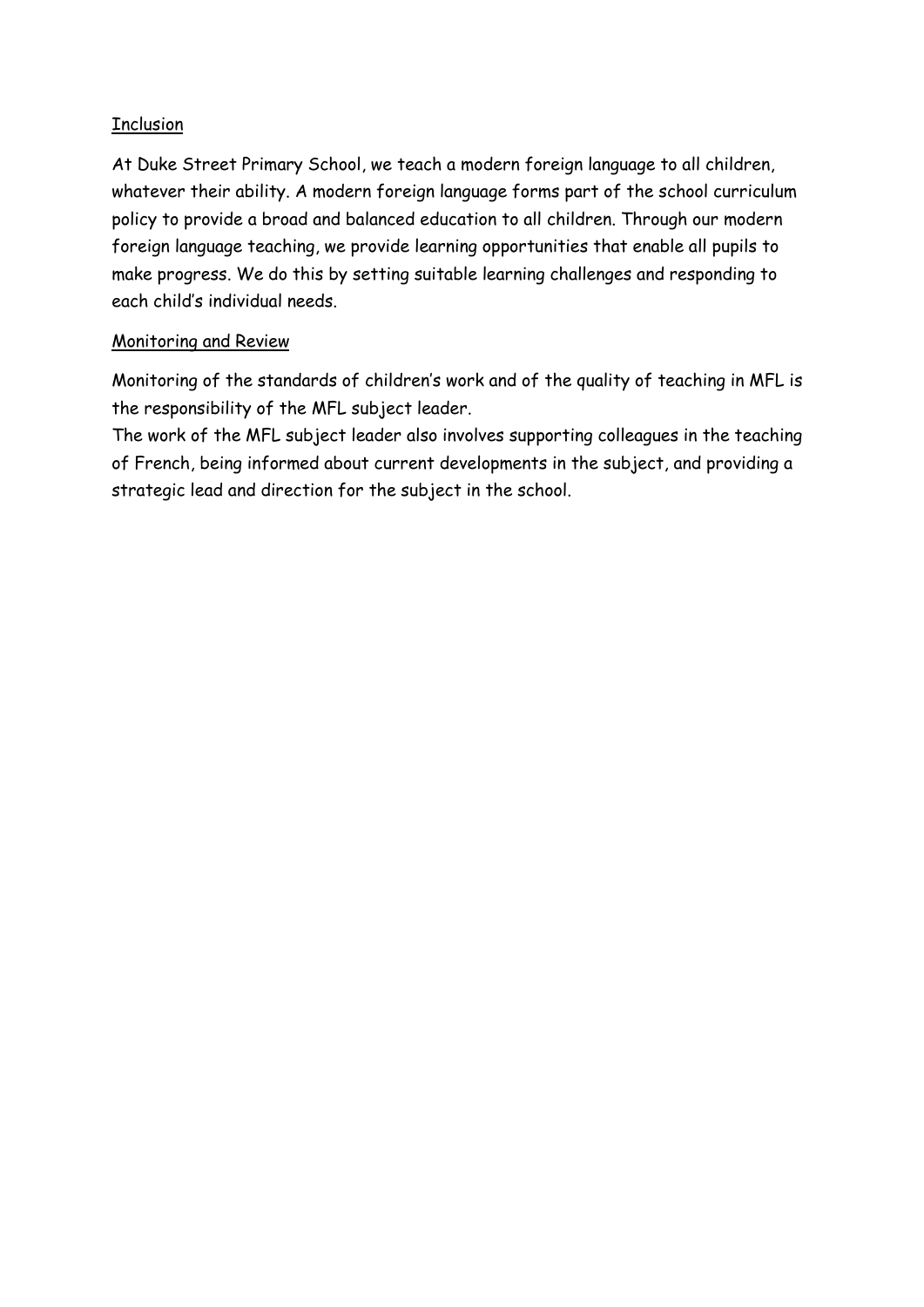## Inclusion

At Duke Street Primary School, we teach a modern foreign language to all children, whatever their ability. A modern foreign language forms part of the school curriculum policy to provide a broad and balanced education to all children. Through our modern foreign language teaching, we provide learning opportunities that enable all pupils to make progress. We do this by setting suitable learning challenges and responding to each child's individual needs.

## Monitoring and Review

Monitoring of the standards of children's work and of the quality of teaching in MFL is the responsibility of the MFL subject leader.

The work of the MFL subject leader also involves supporting colleagues in the teaching of French, being informed about current developments in the subject, and providing a strategic lead and direction for the subject in the school.